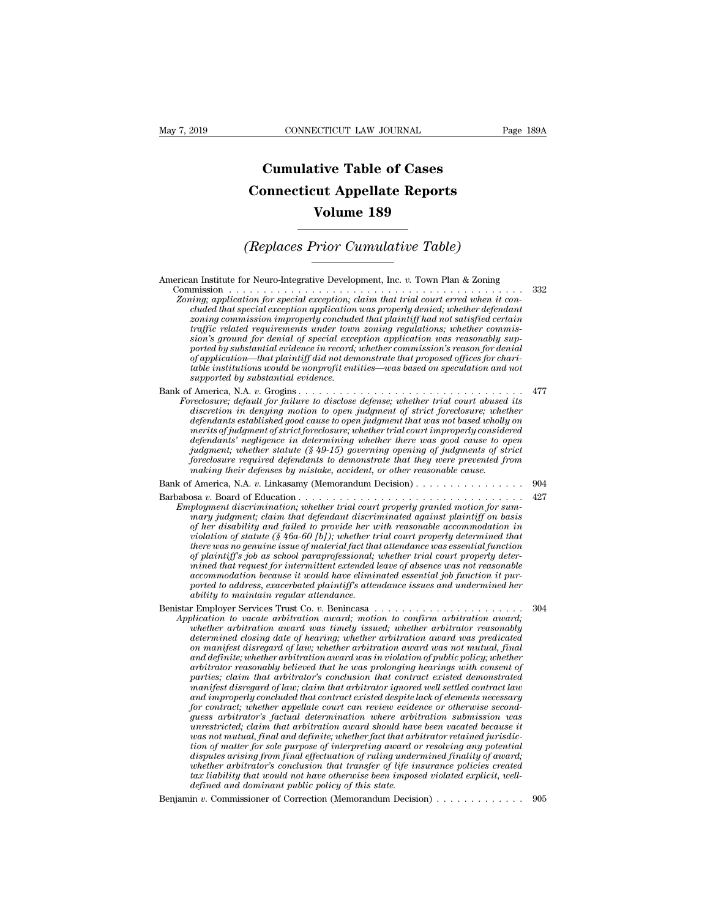# Cumulative Table of Cases
# Connecticut Appellate Reports
# Volume 189

## *(Replaces Prior Cumulative Table)*

American Institute for Neuro-Integrative Development, Inc. *v.* Town Plan & Zoning Commission . . . . . . . . . . . . . . . . . . . . . . . . . . . . . . . . . . . . . . . . . . . . 332
*Zoning; application for special exception; claim that trial court erred when it concluded that special exception application was properly denied; whether defendant zoning commission improperly concluded that plaintiff had not satisfied certain traffic related requirements under town zoning regulations; whether commission's ground for denial of special exception application was reasonably supported by substantial evidence in record; whether commission's reason for denial of application—that plaintiff did not demonstrate that proposed offices for charitable institutions would be nonprofit entities—was based on speculation and not supported by substantial evidence.*

Bank of America, N.A. *v.* Grogins . . . . . . . . . . . . . . . . . . . . . . . . . . . . . . . . . 477
*Foreclosure; default for failure to disclose defense; whether trial court abused its discretion in denying motion to open judgment of strict foreclosure; whether defendants established good cause to open judgment that was not based wholly on merits of judgment of strict foreclosure; whether trial court improperly considered defendants' negligence in determining whether there was good cause to open judgment; whether statute (§ 49-15) governing opening of judgments of strict foreclosure required defendants to demonstrate that they were prevented from making their defenses by mistake, accident, or other reasonable cause.*

Bank of America, N.A. *v.* Linkasamy (Memorandum Decision) . . . . . . . . . . . . . . . 904

Barbabosa *v.* Board of Education . . . . . . . . . . . . . . . . . . . . . . . . . . . . . . . . . 427
*Employment discrimination; whether trial court properly granted motion for summary judgment; claim that defendant discriminated against plaintiff on basis of her disability and failed to provide her with reasonable accommodation in violation of statute (§ 46a-60 [b]); whether trial court properly determined that there was no genuine issue of material fact that attendance was essential function of plaintiff's job as school paraprofessional; whether trial court properly determined that request for intermittent extended leave of absence was not reasonable accommodation because it would have eliminated essential job function it purported to address, exacerbated plaintiff's attendance issues and undermined her ability to maintain regular attendance.*

Benistar Employer Services Trust Co. *v.* Benincasa . . . . . . . . . . . . . . . . . . . . . . 304
*Application to vacate arbitration award; motion to confirm arbitration award; whether arbitration award was timely issued; whether arbitrator reasonably determined closing date of hearing; whether arbitration award was predicated on manifest disregard of law; whether arbitration award was not mutual, final and definite; whether arbitration award was in violation of public policy; whether arbitrator reasonably believed that he was prolonging hearings with consent of parties; claim that arbitrator's conclusion that contract existed demonstrated manifest disregard of law; claim that arbitrator ignored well settled contract law and improperly concluded that contract existed despite lack of elements necessary for contract; whether appellate court can review evidence or otherwise second-guess arbitrator's factual determination where arbitration submission was unrestricted; claim that arbitration award should have been vacated because it was not mutual, final and definite; whether fact that arbitrator retained jurisdiction of matter for sole purpose of interpreting award or resolving any potential disputes arising from final effectuation of ruling undermined finality of award; whether arbitrator's conclusion that transfer of life insurance policies created tax liability that would not have otherwise been imposed violated explicit, well-defined and dominant public policy of this state.*

Benjamin *v.* Commissioner of Correction (Memorandum Decision) . . . . . . . . . . . . 905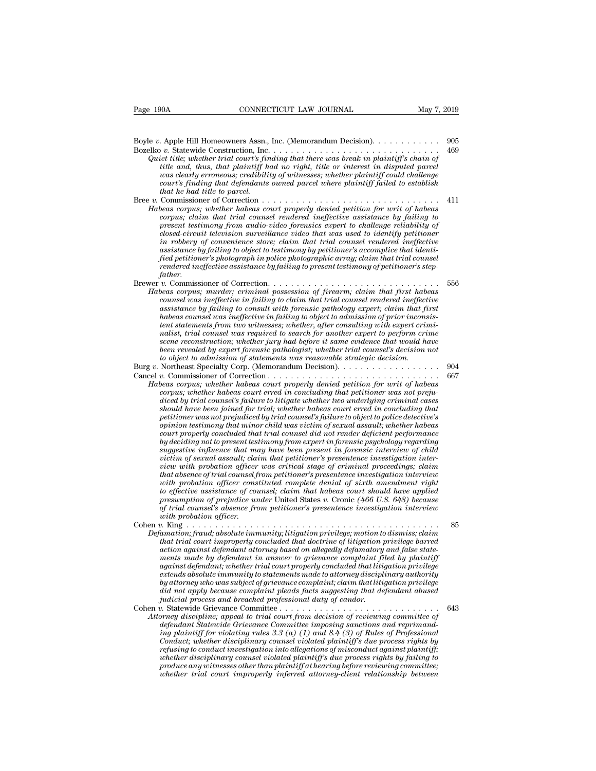Boyle *v.* Apple Hill Homeowners Assn., Inc. (Memorandum Decision). . . . . . . . . . . . 905

Bozelko *v.* Statewide Construction, Inc. . . . . . . . . . . . . . . . . . . . . . . . . . . . . . . 469

*Quiet title; whether trial court's finding that there was break in plaintiff's chain of title and, thus, that plaintiff had no right, title or interest in disputed parcel was clearly erroneous; credibility of witnesses; whether plaintiff could challenge court's finding that defendants owned parcel where plaintiff failed to establish that he had title to parcel.*

Bree *v.* Commissioner of Correction . . . . . . . . . . . . . . . . . . . . . . . . . . . . . . . 411

*Habeas corpus; whether habeas court properly denied petition for writ of habeas corpus; claim that trial counsel rendered ineffective assistance by failing to present testimony from audio-video forensics expert to challenge reliability of closed-circuit television surveillance video that was used to identify petitioner in robbery of convenience store; claim that trial counsel rendered ineffective assistance by failing to object to testimony by petitioner's accomplice that identified petitioner's photograph in police photographic array; claim that trial counsel rendered ineffective assistance by failing to present testimony of petitioner's stepfather.*

Brewer *v.* Commissioner of Correction. . . . . . . . . . . . . . . . . . . . . . . . . . . . . . 556

*Habeas corpus; murder; criminal possession of firearm; claim that first habeas counsel was ineffective in failing to claim that trial counsel rendered ineffective assistance by failing to consult with forensic pathology expert; claim that first habeas counsel was ineffective in failing to object to admission of prior inconsistent statements from two witnesses; whether, after consulting with expert criminalist, trial counsel was required to search for another expert to perform crime scene reconstruction; whether jury had before it same evidence that would have been revealed by expert forensic pathologist; whether trial counsel's decision not to object to admission of statements was reasonable strategic decision.*

Burg *v.* Northeast Specialty Corp. (Memorandum Decision). . . . . . . . . . . . . . . . . . 904

Cancel *v.* Commissioner of Correction . . . . . . . . . . . . . . . . . . . . . . . . . . . . . . 667

*Habeas corpus; whether habeas court properly denied petition for writ of habeas corpus; whether habeas court erred in concluding that petitioner was not prejudiced by trial counsel's failure to litigate whether two underlying criminal cases should have been joined for trial; whether habeas court erred in concluding that petitioner was not prejudiced by trial counsel's failure to object to police detective's opinion testimony that minor child was victim of sexual assault; whether habeas court properly concluded that trial counsel did not render deficient performance by deciding not to present testimony from expert in forensic psychology regarding suggestive influence that may have been present in forensic interview of child victim of sexual assault; claim that petitioner's presentence investigation interview with probation officer was critical stage of criminal proceedings; claim that absence of trial counsel from petitioner's presentence investigation interview with probation officer constituted complete denial of sixth amendment right to effective assistance of counsel; claim that habeas court should have applied presumption of prejudice under* United States *v.* Cronic *(466 U.S. 648) because of trial counsel's absence from petitioner's presentence investigation interview with probation officer.*

Cohen *v.* King . . . . . . . . . . . . . . . . . . . . . . . . . . . . . . . . . . . . . . . . . . . . 85

*Defamation; fraud; absolute immunity; litigation privilege; motion to dismiss; claim that trial court improperly concluded that doctrine of litigation privilege barred action against defendant attorney based on allegedly defamatory and false statements made by defendant in answer to grievance complaint filed by plaintiff against defendant; whether trial court properly concluded that litigation privilege extends absolute immunity to statements made to attorney disciplinary authority by attorney who was subject of grievance complaint; claim that litigation privilege did not apply because complaint pleads facts suggesting that defendant abused judicial process and breached professional duty of candor.*

Cohen *v.* Statewide Grievance Committee . . . . . . . . . . . . . . . . . . . . . . . . . . . . 643

*Attorney discipline; appeal to trial court from decision of reviewing committee of defendant Statewide Grievance Committee imposing sanctions and reprimanding plaintiff for violating rules 3.3 (a) (1) and 8.4 (3) of Rules of Professional Conduct; whether disciplinary counsel violated plaintiff's due process rights by refusing to conduct investigation into allegations of misconduct against plaintiff; whether disciplinary counsel violated plaintiff's due process rights by failing to produce any witnesses other than plaintiff at hearing before reviewing committee; whether trial court improperly inferred attorney-client relationship between*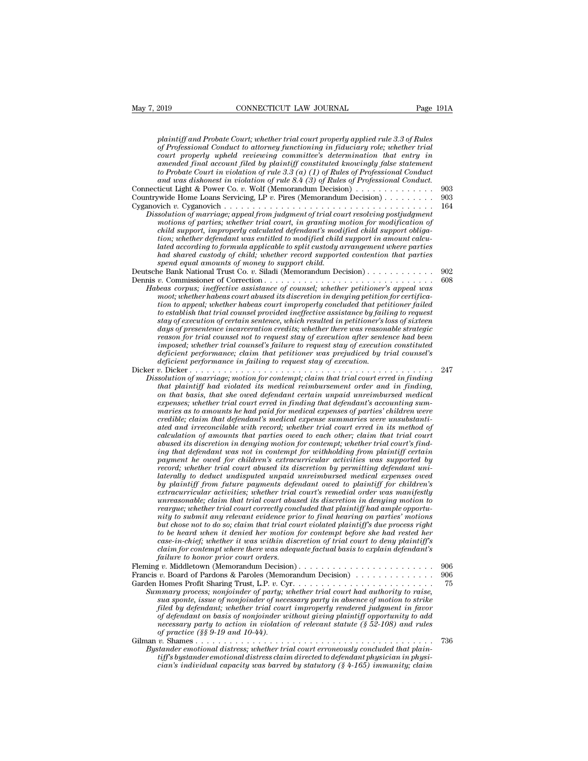*plaintiff and Probate Court; whether trial court properly applied rule 3.3 of Rules of Professional Conduct to attorney functioning in fiduciary role; whether trial court properly upheld reviewing committee's determination that entry in amended final account filed by plaintiff constituted knowingly false statement to Probate Court in violation of rule 3.3 (a) (1) of Rules of Professional Conduct and was dishonest in violation of rule 8.4 (3) of Rules of Professional Conduct.*

Connecticut Light & Power Co. *v.* Wolf (Memorandum Decision) . . . . . . . . . . . . . . 903

Countrywide Home Loans Servicing, LP *v.* Pires (Memorandum Decision) . . . . . . . . . 903

Cyganovich *v.* Cyganovich . . . . . . . . . . . . . . . . . . . . . . . . . . . . . . . . . . . . . . 164

*Dissolution of marriage; appeal from judgment of trial court resolving postjudgment motions of parties; whether trial court, in granting motion for modification of child support, improperly calculated defendant's modified child support obligation; whether defendant was entitled to modified child support in amount calculated according to formula applicable to split custody arrangement where parties had shared custody of child; whether record supported contention that parties spend equal amounts of money to support child.*

Deutsche Bank National Trust Co. *v.* Siladi (Memorandum Decision) . . . . . . . . . . . . 902

Dennis *v.* Commissioner of Correction . . . . . . . . . . . . . . . . . . . . . . . . . . . . . . 608

*Habeas corpus; ineffective assistance of counsel; whether petitioner's appeal was moot; whether habeas court abused its discretion in denying petition for certification to appeal; whether habeas court improperly concluded that petitioner failed to establish that trial counsel provided ineffective assistance by failing to request stay of execution of certain sentence, which resulted in petitioner's loss of sixteen days of presentence incarceration credits; whether there was reasonable strategic reason for trial counsel not to request stay of execution after sentence had been imposed; whether trial counsel's failure to request stay of execution constituted deficient performance; claim that petitioner was prejudiced by trial counsel's deficient performance in failing to request stay of execution.*

Dicker *v.* Dicker . . . . . . . . . . . . . . . . . . . . . . . . . . . . . . . . . . . . . . . . . . 247

*Dissolution of marriage; motion for contempt; claim that trial court erred in finding that plaintiff had violated its medical reimbursement order and in finding, on that basis, that she owed defendant certain unpaid unreimbursed medical expenses; whether trial court erred in finding that defendant's accounting summaries as to amounts he had paid for medical expenses of parties' children were credible; claim that defendant's medical expense summaries were unsubstantiated and irreconcilable with record; whether trial court erred in its method of calculation of amounts that parties owed to each other; claim that trial court abused its discretion in denying motion for contempt; whether trial court's finding that defendant was not in contempt for withholding from plaintiff certain payment he owed for children's extracurricular activities was supported by record; whether trial court abused its discretion by permitting defendant unilaterally to deduct undisputed unpaid unreimbursed medical expenses owed by plaintiff from future payments defendant owed to plaintiff for children's extracurricular activities; whether trial court's remedial order was manifestly unreasonable; claim that trial court abused its discretion in denying motion to reargue; whether trial court correctly concluded that plaintiff had ample opportunity to submit any relevant evidence prior to final hearing on parties' motions but chose not to do so; claim that trial court violated plaintiff's due process right to be heard when it denied her motion for contempt before she had rested her case-in-chief; whether it was within discretion of trial court to deny plaintiff's claim for contempt where there was adequate factual basis to explain defendant's failure to honor prior court orders.*

Fleming *v.* Middletown (Memorandum Decision) . . . . . . . . . . . . . . . . . . . . . . . . 906

Francis *v.* Board of Pardons & Paroles (Memorandum Decision) . . . . . . . . . . . . . . 906

Garden Homes Profit Sharing Trust, L.P. *v.* Cyr. . . . . . . . . . . . . . . . . . . . . . . . . 75

*Summary process; nonjoinder of party; whether trial court had authority to raise, sua sponte, issue of nonjoinder of necessary party in absence of motion to strike filed by defendant; whether trial court improperly rendered judgment in favor of defendant on basis of nonjoinder without giving plaintiff opportunity to add necessary party to action in violation of relevant statute (§ 52-108) and rules of practice (§§ 9-19 and 10-44).*

Gilman *v.* Shames . . . . . . . . . . . . . . . . . . . . . . . . . . . . . . . . . . . . . . . . . 736

*Bystander emotional distress; whether trial court erroneously concluded that plaintiff's bystander emotional distress claim directed to defendant physician in physician's individual capacity was barred by statutory (§ 4-165) immunity; claim*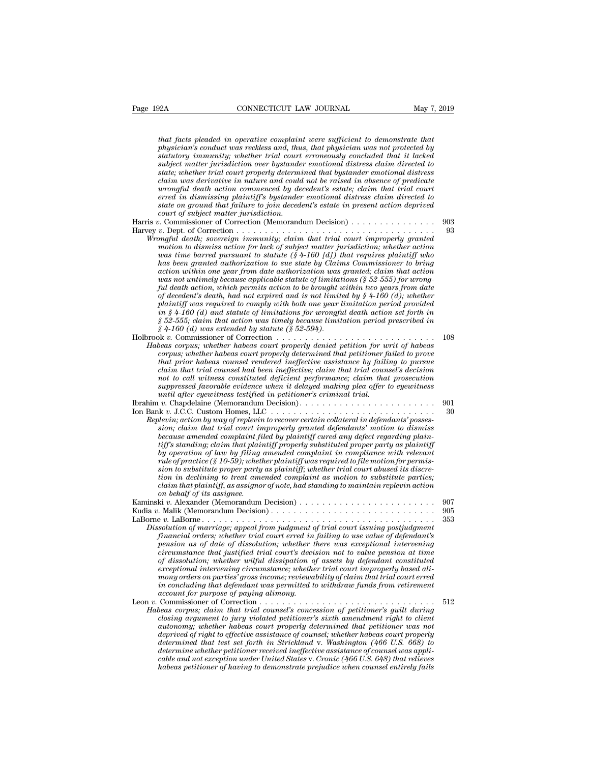*that facts pleaded in operative complaint were sufficient to demonstrate that physician's conduct was reckless and, thus, that physician was not protected by statutory immunity; whether trial court erroneously concluded that it lacked subject matter jurisdiction over bystander emotional distress claim directed to state; whether trial court properly determined that bystander emotional distress claim was derivative in nature and could not be raised in absence of predicate wrongful death action commenced by decedent's estate; claim that trial court erred in dismissing plaintiff's bystander emotional distress claim directed to state on ground that failure to join decedent's estate in present action deprived court of subject matter jurisdiction.*

Harris *v.* Commissioner of Correction (Memorandum Decision) . . . . . . . . . . . . . . 903

Harvey *v.* Dept. of Correction . . . . . . . . . . . . . . . . . . . . . . . . . . . . . . . . . . . 93

*Wrongful death; sovereign immunity; claim that trial court improperly granted motion to dismiss action for lack of subject matter jurisdiction; whether action was time barred pursuant to statute (§ 4-160 [d]) that requires plaintiff who has been granted authorization to sue state by Claims Commissioner to bring action within one year from date authorization was granted; claim that action was not untimely because applicable statute of limitations (§ 52-555) for wrongful death action, which permits action to be brought within two years from date of decedent's death, had not expired and is not limited by § 4-160 (d); whether plaintiff was required to comply with both one year limitation period provided in § 4-160 (d) and statute of limitations for wrongful death action set forth in § 52-555; claim that action was timely because limitation period prescribed in § 4-160 (d) was extended by statute (§ 52-594).*

Holbrook *v.* Commissioner of Correction . . . . . . . . . . . . . . . . . . . . . . . . . . . 108

*Habeas corpus; whether habeas court properly denied petition for writ of habeas corpus; whether habeas court properly determined that petitioner failed to prove that prior habeas counsel rendered ineffective assistance by failing to pursue claim that trial counsel had been ineffective; claim that trial counsel's decision not to call witness constituted deficient performance; claim that prosecution suppressed favorable evidence when it delayed making plea offer to eyewitness until after eyewitness testified in petitioner's criminal trial.*

Ibrahim *v.* Chapdelaine (Memorandum Decision). . . . . . . . . . . . . . . . . . . . . . . . 901

Ion Bank *v.* J.C.C. Custom Homes, LLC . . . . . . . . . . . . . . . . . . . . . . . . . . . . 30

*Replevin; action by way of replevin to recover certain collateral in defendants' possession; claim that trial court improperly granted defendants' motion to dismiss because amended complaint filed by plaintiff cured any defect regarding plaintiff's standing; claim that plaintiff properly substituted proper party as plaintiff by operation of law by filing amended complaint in compliance with relevant rule of practice (§ 10-59); whether plaintiff was required to file motion for permission to substitute proper party as plaintiff; whether trial court abused its discretion in declining to treat amended complaint as motion to substitute parties; claim that plaintiff, as assignor of note, had standing to maintain replevin action on behalf of its assignee.*

Kaminski *v.* Alexander (Memorandum Decision) . . . . . . . . . . . . . . . . . . . . . . . 907

Kudia *v.* Malik (Memorandum Decision) . . . . . . . . . . . . . . . . . . . . . . . . . . . . 905

LaBorne *v.* LaBorne . . . . . . . . . . . . . . . . . . . . . . . . . . . . . . . . . . . . . . . . . 353

*Dissolution of marriage; appeal from judgment of trial court issuing postjudgment financial orders; whether trial court erred in failing to use value of defendant's pension as of date of dissolution; whether there was exceptional intervening circumstance that justified trial court's decision not to value pension at time of dissolution; whether wilful dissipation of assets by defendant constituted exceptional intervening circumstance; whether trial court improperly based alimony orders on parties' gross income; reviewability of claim that trial court erred in concluding that defendant was permitted to withdraw funds from retirement account for purpose of paying alimony.*

Leon *v.* Commissioner of Correction . . . . . . . . . . . . . . . . . . . . . . . . . . . . . . 512

*Habeas corpus; claim that trial counsel's concession of petitioner's guilt during closing argument to jury violated petitioner's sixth amendment right to client autonomy; whether habeas court properly determined that petitioner was not deprived of right to effective assistance of counsel; whether habeas court properly determined that test set forth in Strickland* v. *Washington (466 U.S. 668) to determine whether petitioner received ineffective assistance of counsel was applicable and not exception under United States* v. *Cronic (466 U.S. 648) that relieves habeas petitioner of having to demonstrate prejudice when counsel entirely fails*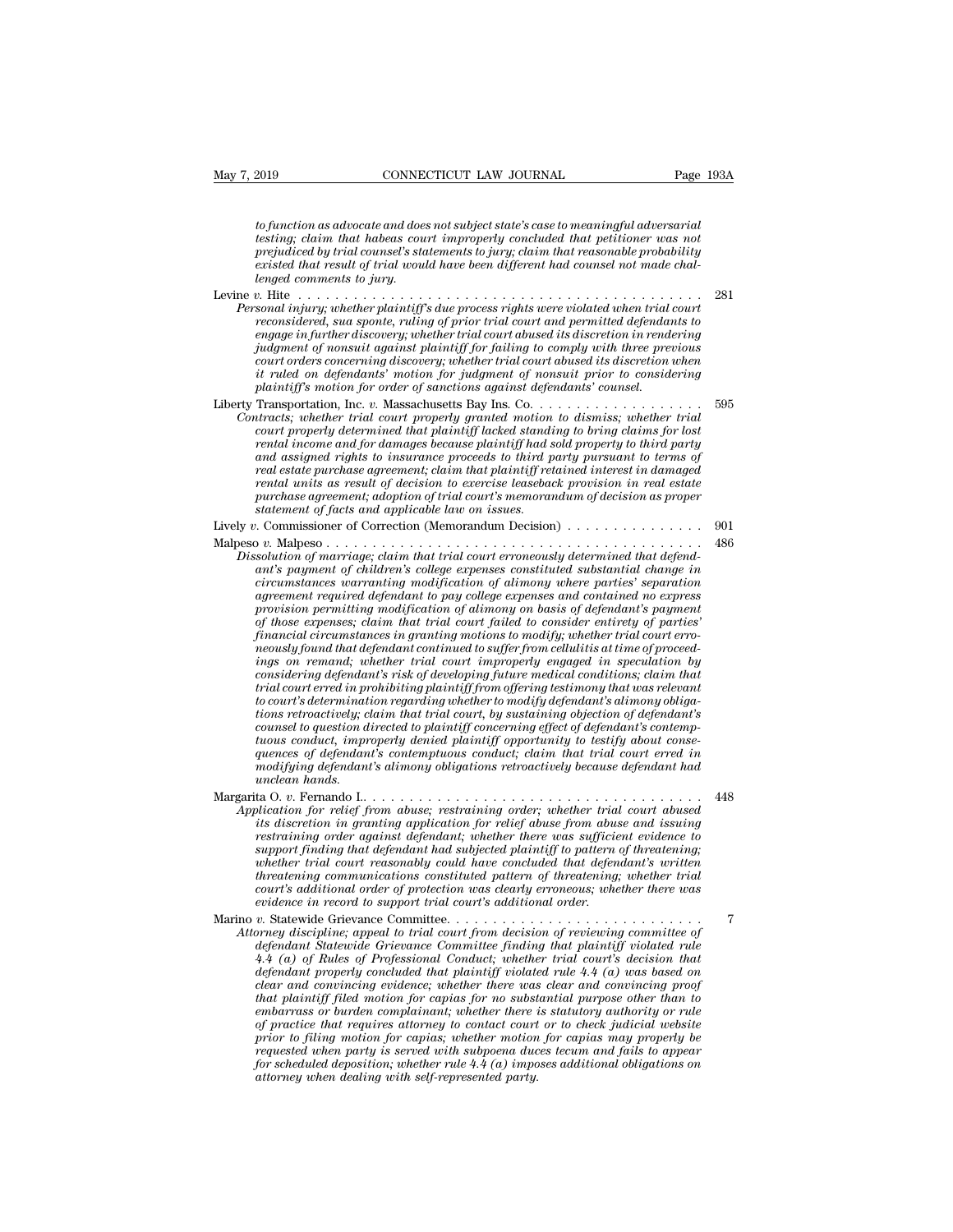*to function as advocate and does not subject state's case to meaningful adversarial testing; claim that habeas court improperly concluded that petitioner was not prejudiced by trial counsel's statements to jury; claim that reasonable probability existed that result of trial would have been different had counsel not made challenged comments to jury.*

Levine *v.* Hite . . . . . . . . . . . . . . . . . . . . . . . . . . . . . . . . . . . . . . . . . . . . 281
*Personal injury; whether plaintiff's due process rights were violated when trial court reconsidered, sua sponte, ruling of prior trial court and permitted defendants to engage in further discovery; whether trial court abused its discretion in rendering judgment of nonsuit against plaintiff for failing to comply with three previous court orders concerning discovery; whether trial court abused its discretion when it ruled on defendants' motion for judgment of nonsuit prior to considering plaintiff's motion for order of sanctions against defendants' counsel.*

Liberty Transportation, Inc. *v.* Massachusetts Bay Ins. Co. . . . . . . . . . . . . . . . . . . 595
*Contracts; whether trial court properly granted motion to dismiss; whether trial court properly determined that plaintiff lacked standing to bring claims for lost rental income and for damages because plaintiff had sold property to third party and assigned rights to insurance proceeds to third party pursuant to terms of real estate purchase agreement; claim that plaintiff retained interest in damaged rental units as result of decision to exercise leaseback provision in real estate purchase agreement; adoption of trial court's memorandum of decision as proper statement of facts and applicable law on issues.*

Lively *v.* Commissioner of Correction (Memorandum Decision) . . . . . . . . . . . . . . . 901

Malpeso *v.* Malpeso . . . . . . . . . . . . . . . . . . . . . . . . . . . . . . . . . . . . . . . . . 486
*Dissolution of marriage; claim that trial court erroneously determined that defendant's payment of children's college expenses constituted substantial change in circumstances warranting modification of alimony where parties' separation agreement required defendant to pay college expenses and contained no express provision permitting modification of alimony on basis of defendant's payment of those expenses; claim that trial court failed to consider entirety of parties' financial circumstances in granting motions to modify; whether trial court erroneously found that defendant continued to suffer from cellulitis at time of proceedings on remand; whether trial court improperly engaged in speculation by considering defendant's risk of developing future medical conditions; claim that trial court erred in prohibiting plaintiff from offering testimony that was relevant to court's determination regarding whether to modify defendant's alimony obligations retroactively; claim that trial court, by sustaining objection of defendant's counsel to question directed to plaintiff concerning effect of defendant's contemptuous conduct, improperly denied plaintiff opportunity to testify about consequences of defendant's contemptuous conduct; claim that trial court erred in modifying defendant's alimony obligations retroactively because defendant had unclean hands.*

Margarita O. *v.* Fernando I. . . . . . . . . . . . . . . . . . . . . . . . . . . . . . . . . . . . . 448
*Application for relief from abuse; restraining order; whether trial court abused its discretion in granting application for relief abuse from abuse and issuing restraining order against defendant; whether there was sufficient evidence to support finding that defendant had subjected plaintiff to pattern of threatening; whether trial court reasonably could have concluded that defendant's written threatening communications constituted pattern of threatening; whether trial court's additional order of protection was clearly erroneous; whether there was evidence in record to support trial court's additional order.*

Marino *v.* Statewide Grievance Committee. . . . . . . . . . . . . . . . . . . . . . . . . . . . 7
*Attorney discipline; appeal to trial court from decision of reviewing committee of defendant Statewide Grievance Committee finding that plaintiff violated rule 4.4 (a) of Rules of Professional Conduct; whether trial court's decision that defendant properly concluded that plaintiff violated rule 4.4 (a) was based on clear and convincing evidence; whether there was clear and convincing proof that plaintiff filed motion for capias for no substantial purpose other than to embarrass or burden complainant; whether there is statutory authority or rule of practice that requires attorney to contact court or to check judicial website prior to filing motion for capias; whether motion for capias may properly be requested when party is served with subpoena duces tecum and fails to appear for scheduled deposition; whether rule 4.4 (a) imposes additional obligations on attorney when dealing with self-represented party.*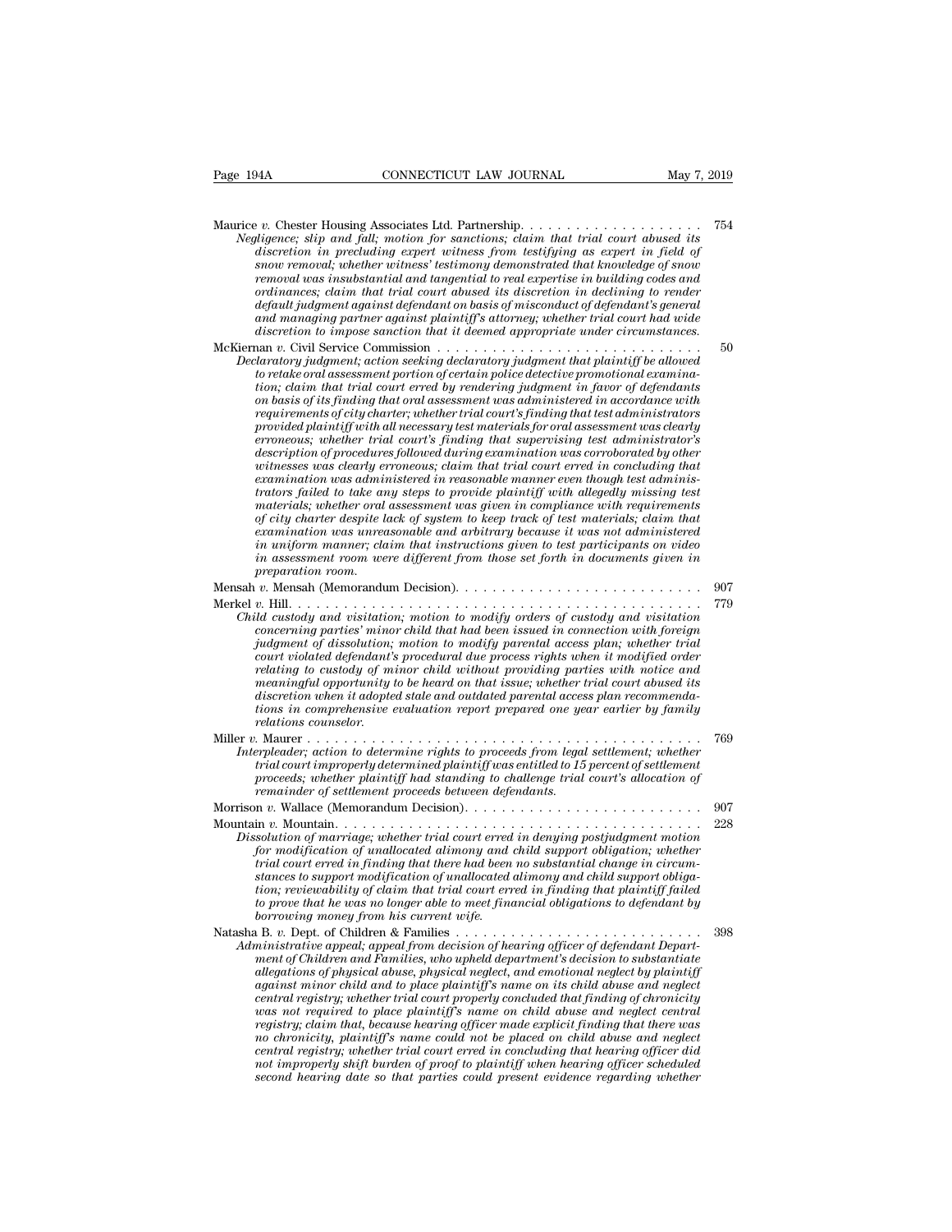Maurice *v.* Chester Housing Associates Ltd. Partnership. . . . . . . . . . . . . . . . . . . . 754

*Negligence; slip and fall; motion for sanctions; claim that trial court abused its discretion in precluding expert witness from testifying as expert in field of snow removal; whether witness' testimony demonstrated that knowledge of snow removal was insubstantial and tangential to real expertise in building codes and ordinances; claim that trial court abused its discretion in declining to render default judgment against defendant on basis of misconduct of defendant's general and managing partner against plaintiff's attorney; whether trial court had wide discretion to impose sanction that it deemed appropriate under circumstances.*

McKiernan *v.* Civil Service Commission . . . . . . . . . . . . . . . . . . . . . . . . . . . . . 50

*Declaratory judgment; action seeking declaratory judgment that plaintiff be allowed to retake oral assessment portion of certain police detective promotional examination; claim that trial court erred by rendering judgment in favor of defendants on basis of its finding that oral assessment was administered in accordance with requirements of city charter; whether trial court's finding that test administrators provided plaintiff with all necessary test materials for oral assessment was clearly erroneous; whether trial court's finding that supervising test administrator's description of procedures followed during examination was corroborated by other witnesses was clearly erroneous; claim that trial court erred in concluding that examination was administered in reasonable manner even though test administrators failed to take any steps to provide plaintiff with allegedly missing test materials; whether oral assessment was given in compliance with requirements of city charter despite lack of system to keep track of test materials; claim that examination was unreasonable and arbitrary because it was not administered in uniform manner; claim that instructions given to test participants on video in assessment room were different from those set forth in documents given in preparation room.*

Mensah *v.* Mensah (Memorandum Decision). . . . . . . . . . . . . . . . . . . . . . . . . . 907

Merkel *v.* Hill. . . . . . . . . . . . . . . . . . . . . . . . . . . . . . . . . . . . . . . . . . . . . 779

*Child custody and visitation; motion to modify orders of custody and visitation concerning parties' minor child that had been issued in connection with foreign judgment of dissolution; motion to modify parental access plan; whether trial court violated defendant's procedural due process rights when it modified order relating to custody of minor child without providing parties with notice and meaningful opportunity to be heard on that issue; whether trial court abused its discretion when it adopted stale and outdated parental access plan recommendations in comprehensive evaluation report prepared one year earlier by family relations counselor.*

Miller *v.* Maurer . . . . . . . . . . . . . . . . . . . . . . . . . . . . . . . . . . . . . . . . . . . 769

*Interpleader; action to determine rights to proceeds from legal settlement; whether trial court improperly determined plaintiff was entitled to 15 percent of settlement proceeds; whether plaintiff had standing to challenge trial court's allocation of remainder of settlement proceeds between defendants.*

Morrison *v.* Wallace (Memorandum Decision). . . . . . . . . . . . . . . . . . . . . . . . . . 907

Mountain *v.* Mountain. . . . . . . . . . . . . . . . . . . . . . . . . . . . . . . . . . . . . . . . . 228

*Dissolution of marriage; whether trial court erred in denying postjudgment motion for modification of unallocated alimony and child support obligation; whether trial court erred in finding that there had been no substantial change in circumstances to support modification of unallocated alimony and child support obligation; reviewability of claim that trial court erred in finding that plaintiff failed to prove that he was no longer able to meet financial obligations to defendant by borrowing money from his current wife.*

Natasha B. *v.* Dept. of Children & Families . . . . . . . . . . . . . . . . . . . . . . . . . . . 398

*Administrative appeal; appeal from decision of hearing officer of defendant Department of Children and Families, who upheld department's decision to substantiate allegations of physical abuse, physical neglect, and emotional neglect by plaintiff against minor child and to place plaintiff's name on its child abuse and neglect central registry; whether trial court properly concluded that finding of chronicity was not required to place plaintiff's name on child abuse and neglect central registry; claim that, because hearing officer made explicit finding that there was no chronicity, plaintiff's name could not be placed on child abuse and neglect central registry; whether trial court erred in concluding that hearing officer did not improperly shift burden of proof to plaintiff when hearing officer scheduled second hearing date so that parties could present evidence regarding whether*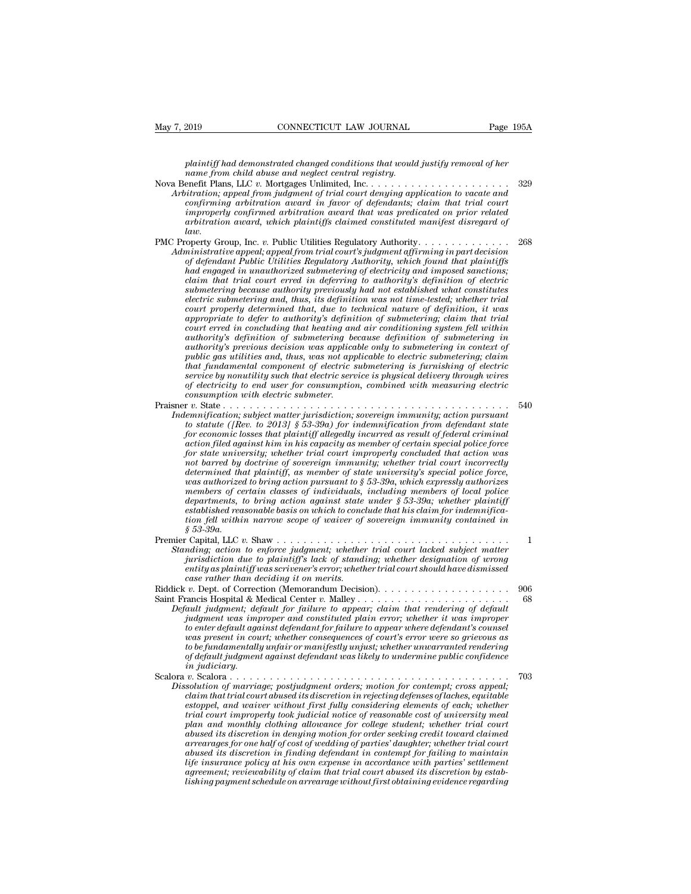*plaintiff had demonstrated changed conditions that would justify removal of her name from child abuse and neglect central registry.*

Nova Benefit Plans, LLC *v.* Mortgages Unlimited, Inc. . . . . . . . . . . . . . . . . . . . . . 329
*Arbitration; appeal from judgment of trial court denying application to vacate and confirming arbitration award in favor of defendants; claim that trial court improperly confirmed arbitration award that was predicated on prior related arbitration award, which plaintiffs claimed constituted manifest disregard of law.*

PMC Property Group, Inc. *v.* Public Utilities Regulatory Authority. . . . . . . . . . . . . 268
*Administrative appeal; appeal from trial court's judgment affirming in part decision of defendant Public Utilities Regulatory Authority, which found that plaintiffs had engaged in unauthorized submetering of electricity and imposed sanctions; claim that trial court erred in deferring to authority's definition of electric submetering because authority previously had not established what constitutes electric submetering and, thus, its definition was not time-tested; whether trial court properly determined that, due to technical nature of definition, it was appropriate to defer to authority's definition of submetering; claim that trial court erred in concluding that heating and air conditioning system fell within authority's definition of submetering because definition of submetering in authority's previous decision was applicable only to submetering in context of public gas utilities and, thus, was not applicable to electric submetering; claim that fundamental component of electric submetering is furnishing of electric service by nonutility such that electric service is physical delivery through wires of electricity to end user for consumption, combined with measuring electric consumption with electric submeter.*

Praisner *v.* State . . . . . . . . . . . . . . . . . . . . . . . . . . . . . . . . . . . . . . . . . . . 540
*Indemnification; subject matter jurisdiction; sovereign immunity; action pursuant to statute ([Rev. to 2013] § 53-39a) for indemnification from defendant state for economic losses that plaintiff allegedly incurred as result of federal criminal action filed against him in his capacity as member of certain special police force for state university; whether trial court improperly concluded that action was not barred by doctrine of sovereign immunity; whether trial court incorrectly determined that plaintiff, as member of state university's special police force, was authorized to bring action pursuant to § 53-39a, which expressly authorizes members of certain classes of individuals, including members of local police departments, to bring action against state under § 53-39a; whether plaintiff established reasonable basis on which to conclude that his claim for indemnification fell within narrow scope of waiver of sovereign immunity contained in § 53-39a.*

Premier Capital, LLC *v.* Shaw . . . . . . . . . . . . . . . . . . . . . . . . . . . . . . . . . . . . 1
*Standing; action to enforce judgment; whether trial court lacked subject matter jurisdiction due to plaintiff's lack of standing; whether designation of wrong entity as plaintiff was scrivener's error; whether trial court should have dismissed case rather than deciding it on merits.*

Riddick *v.* Dept. of Correction (Memorandum Decision). . . . . . . . . . . . . . . . . . . . 906

Saint Francis Hospital & Medical Center *v.* Malley . . . . . . . . . . . . . . . . . . . . . . . 68
*Default judgment; default for failure to appear; claim that rendering of default judgment was improper and constituted plain error; whether it was improper to enter default against defendant for failure to appear where defendant's counsel was present in court; whether consequences of court's error were so grievous as to be fundamentally unfair or manifestly unjust; whether unwarranted rendering of default judgment against defendant was likely to undermine public confidence in judiciary.*

Scalora *v.* Scalora . . . . . . . . . . . . . . . . . . . . . . . . . . . . . . . . . . . . . . . . . . 703
*Dissolution of marriage; postjudgment orders; motion for contempt; cross appeal; claim that trial court abused its discretion in rejecting defenses of laches, equitable estoppel, and waiver without first fully considering elements of each; whether trial court improperly took judicial notice of reasonable cost of university meal plan and monthly clothing allowance for college student; whether trial court abused its discretion in denying motion for order seeking credit toward claimed arrearages for one half of cost of wedding of parties' daughter; whether trial court abused its discretion in finding defendant in contempt for failing to maintain life insurance policy at his own expense in accordance with parties' settlement agreement; reviewability of claim that trial court abused its discretion by establishing payment schedule on arrearage without first obtaining evidence regarding*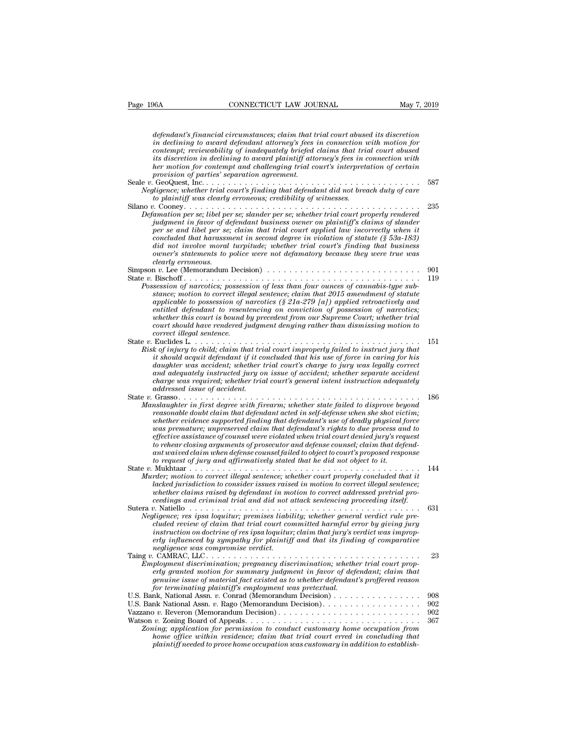*defendant's financial circumstances; claim that trial court abused its discretion in declining to award defendant attorney's fees in connection with motion for contempt; reviewability of inadequately briefed claims that trial court abused its discretion in declining to award plaintiff attorney's fees in connection with her motion for contempt and challenging trial court's interpretation of certain provision of parties' separation agreement.*

Seale *v.* GeoQuest, Inc. . . . . . . . . . . . . . . . . . . . . . . . . . . . . . . . . . . . . . . . 587
*Negligence; whether trial court's finding that defendant did not breach duty of care to plaintiff was clearly erroneous; credibility of witnesses.*

Silano *v.* Cooney. . . . . . . . . . . . . . . . . . . . . . . . . . . . . . . . . . . . . . . . . . 235
*Defamation per se; libel per se; slander per se; whether trial court properly rendered judgment in favor of defendant business owner on plaintiff's claims of slander per se and libel per se; claim that trial court applied law incorrectly when it concluded that harassment in second degree in violation of statute (§ 53a-183) did not involve moral turpitude; whether trial court's finding that business owner's statements to police were not defamatory because they were true was clearly erroneous.*

Simpson *v.* Lee (Memorandum Decision) . . . . . . . . . . . . . . . . . . . . . . . . . . 901

State *v.* Bischoff . . . . . . . . . . . . . . . . . . . . . . . . . . . . . . . . . . . . . . . . . . 119
*Possession of narcotics; possession of less than four ounces of cannabis-type substance; motion to correct illegal sentence; claim that 2015 amendment of statute applicable to possession of narcotics (§ 21a-279 [a]) applied retroactively and entitled defendant to resentencing on conviction of possession of narcotics; whether this court is bound by precedent from our Supreme Court; whether trial court should have rendered judgment denying rather than dismissing motion to correct illegal sentence.*

State *v.* Euclides L. . . . . . . . . . . . . . . . . . . . . . . . . . . . . . . . . . . . . . . . 151
*Risk of injury to child; claim that trial court improperly failed to instruct jury that it should acquit defendant if it concluded that his use of force in caring for his daughter was accident; whether trial court's charge to jury was legally correct and adequately instructed jury on issue of accident; whether separate accident charge was required; whether trial court's general intent instruction adequately addressed issue of accident.*

State *v.* Grasso. . . . . . . . . . . . . . . . . . . . . . . . . . . . . . . . . . . . . . . . . . 186
*Manslaughter in first degree with firearm; whether state failed to disprove beyond reasonable doubt claim that defendant acted in self-defense when she shot victim; whether evidence supported finding that defendant's use of deadly physical force was premature; unpreserved claim that defendant's rights to due process and to effective assistance of counsel were violated when trial court denied jury's request to rehear closing arguments of prosecutor and defense counsel; claim that defendant waived claim when defense counsel failed to object to court's proposed response to request of jury and affirmatively stated that he did not object to it.*

State *v.* Mukhtaar . . . . . . . . . . . . . . . . . . . . . . . . . . . . . . . . . . . . . . . . . 144
*Murder; motion to correct illegal sentence; whether court properly concluded that it lacked jurisdiction to consider issues raised in motion to correct illegal sentence; whether claims raised by defendant in motion to correct addressed pretrial proceedings and criminal trial and did not attack sentencing proceeding itself.*

Sutera *v.* Natiello . . . . . . . . . . . . . . . . . . . . . . . . . . . . . . . . . . . . . . . . . 631
*Negligence; res ipsa loquitur; premises liability; whether general verdict rule precluded review of claim that trial court committed harmful error by giving jury instruction on doctrine of res ipsa loquitur; claim that jury's verdict was improperly influenced by sympathy for plaintiff and that its finding of comparative negligence was compromise verdict.*

Taing *v.* CAMRAC, LLC. . . . . . . . . . . . . . . . . . . . . . . . . . . . . . . . . . . . . . . 23
*Employment discrimination; pregnancy discrimination; whether trial court properly granted motion for summary judgment in favor of defendant; claim that genuine issue of material fact existed as to whether defendant's proffered reason for terminating plaintiff's employment was pretextual.*

U.S. Bank, National Assn. *v.* Conrad (Memorandum Decision) . . . . . . . . . . . . . . . 908

U.S. Bank National Assn. *v.* Rago (Memorandum Decision). . . . . . . . . . . . . . . . . 902

Vazzano *v.* Reveron (Memorandum Decision). . . . . . . . . . . . . . . . . . . . . . . . . 902

Watson *v.* Zoning Board of Appeals. . . . . . . . . . . . . . . . . . . . . . . . . . . . . . . 367
*Zoning; application for permission to conduct customary home occupation from home office within residence; claim that trial court erred in concluding that plaintiff needed to prove home occupation was customary in addition to establish-*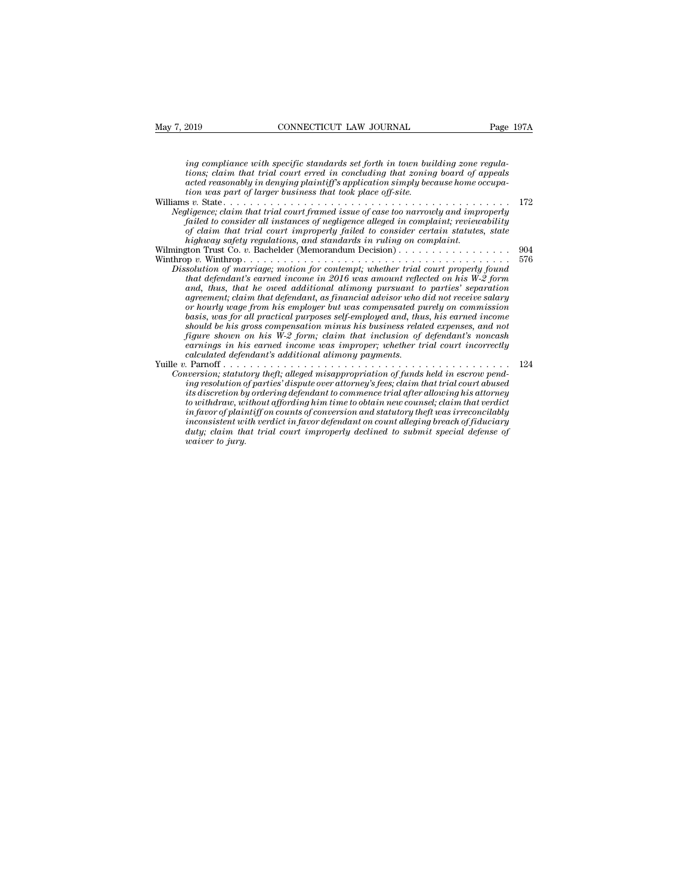*ing compliance with specific standards set forth in town building zone regulations; claim that trial court erred in concluding that zoning board of appeals acted reasonably in denying plaintiff's application simply because home occupation was part of larger business that took place off-site.*

Williams *v.* State . . . . . . . . . . . . . . . . . . . . . . . . . . . . . . . . . . . . . . . . . . 172

*Negligence; claim that trial court framed issue of case too narrowly and improperly failed to consider all instances of negligence alleged in complaint; reviewability of claim that trial court improperly failed to consider certain statutes, state highway safety regulations, and standards in ruling on complaint.*

Wilmington Trust Co. *v.* Bachelder (Memorandum Decision) . . . . . . . . . . . . . . . . 904

Winthrop *v.* Winthrop . . . . . . . . . . . . . . . . . . . . . . . . . . . . . . . . . . . . . . . . 576

*Dissolution of marriage; motion for contempt; whether trial court properly found that defendant's earned income in 2016 was amount reflected on his W-2 form and, thus, that he owed additional alimony pursuant to parties' separation agreement; claim that defendant, as financial advisor who did not receive salary or hourly wage from his employer but was compensated purely on commission basis, was for all practical purposes self-employed and, thus, his earned income should be his gross compensation minus his business related expenses, and not figure shown on his W-2 form; claim that inclusion of defendant's noncash earnings in his earned income was improper; whether trial court incorrectly calculated defendant's additional alimony payments.*

Yuille *v.* Parnoff . . . . . . . . . . . . . . . . . . . . . . . . . . . . . . . . . . . . . . . . . . 124

*Conversion; statutory theft; alleged misappropriation of funds held in escrow pending resolution of parties' dispute over attorney's fees; claim that trial court abused its discretion by ordering defendant to commence trial after allowing his attorney to withdraw, without affording him time to obtain new counsel; claim that verdict in favor of plaintiff on counts of conversion and statutory theft was irreconcilably inconsistent with verdict in favor defendant on count alleging breach of fiduciary duty; claim that trial court improperly declined to submit special defense of waiver to jury.*